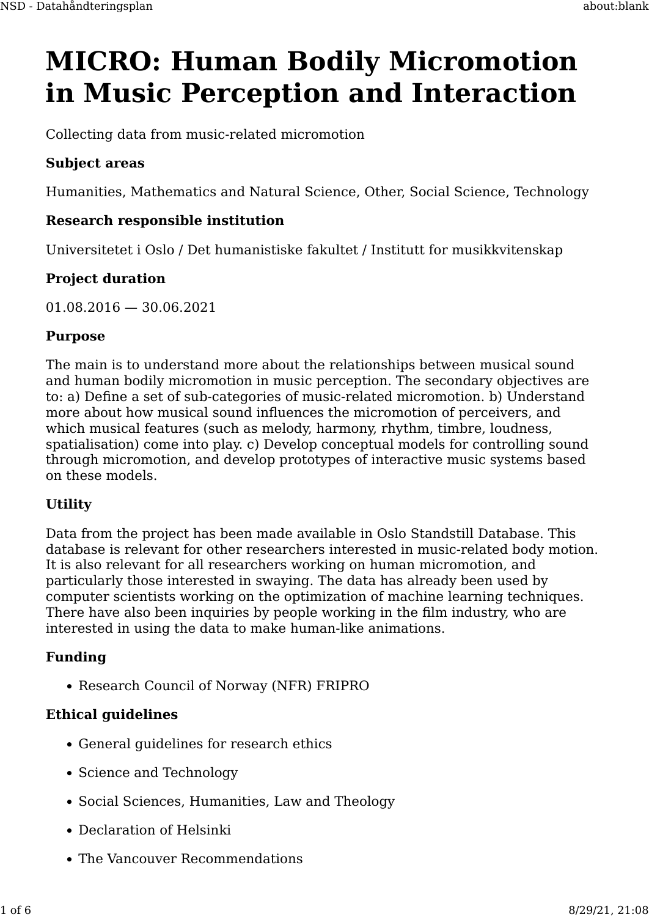# MICRO: Human Bodily Micromotion in Music Perception and Interaction

Collecting data from music-related micromotion

**Subject areas**

Humanities, Mathematics and Natural Science, Other, Social Science, Technology

**Research responsible institution**

Universitetet i Oslo / Det humanistiske fakultet / Institutt for musikkvitenskap

**Project duration**

01.08.2016 — 30.06.2021

**Purpose**

The main is to understand more about the relationships between musical sound and human bodily micromotion in music perception. The secondary objectives are to: a) Define a set of sub-categories of music-related micromotion. b) Understand more about how musical sound influences the micromotion of perceivers, and which musical features (such as melody, harmony, rhythm, timbre, loudness, spatialisation) come into play. c) Develop conceptual models for controlling sound through micromotion, and develop prototypes of interactive music systems based on these models.

**Utility**

Data from the project has been made available in Oslo Standstill Database. This database is relevant for other researchers interested in music-related body motion. It is also relevant for all researchers working on human micromotion, and particularly those interested in swaying. The data has already been used by computer scientists working on the optimization of machine learning techniques. There have also been inquiries by people working in the film industry, who are interested in using the data to make human-like animations.

**Funding**

- Research Council of Norway (NFR) FRIPRO

**Ethical guidelines**

- General guidelines for research ethics
- Science and Technology
- Social Sciences, Humanities, Law and Theology
- Declaration of Helsinki
- The Vancouver Recommendations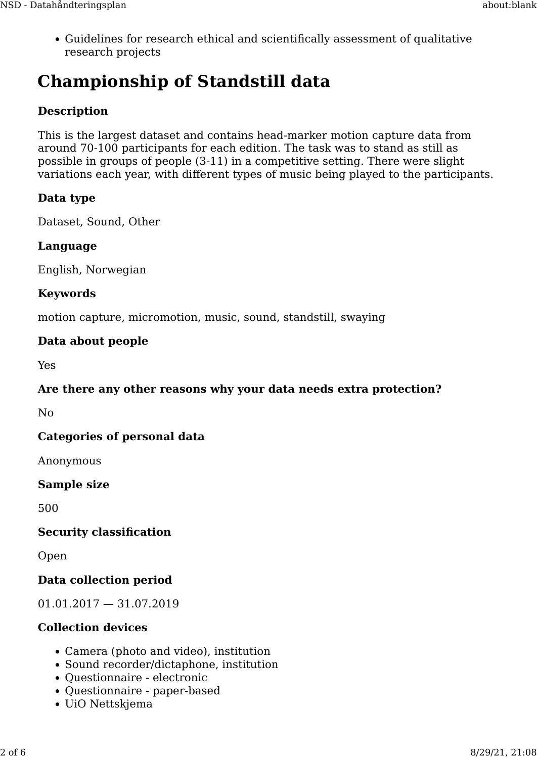- Guidelines for research ethical and scientifically assessment of qualitative research projects

# Championship of Standstill data

**Description**

This is the largest dataset and contains head-marker motion capture data from around 70-100 participants for each edition. The task was to stand as still as possible in groups of people (3-11) in a competitive setting. There were slight variations each year, with different types of music being played to the participants.

**Data type**

Dataset, Sound, Other

**Language**

English, Norwegian

**Keywords**

motion capture, micromotion, music, sound, standstill, swaying

**Data about people**

Yes

**Are there any other reasons why your data needs extra protection?**

No

**Categories of personal data**

Anonymous

**Sample size**

500

**Security classification**

Open

**Data collection period**

01.01.2017 — 31.07.2019

**Collection devices**

- Camera (photo and video), institution
- Sound recorder/dictaphone, institution
- Questionnaire - electronic
- Questionnaire - paper-based
- UiO Nettskjema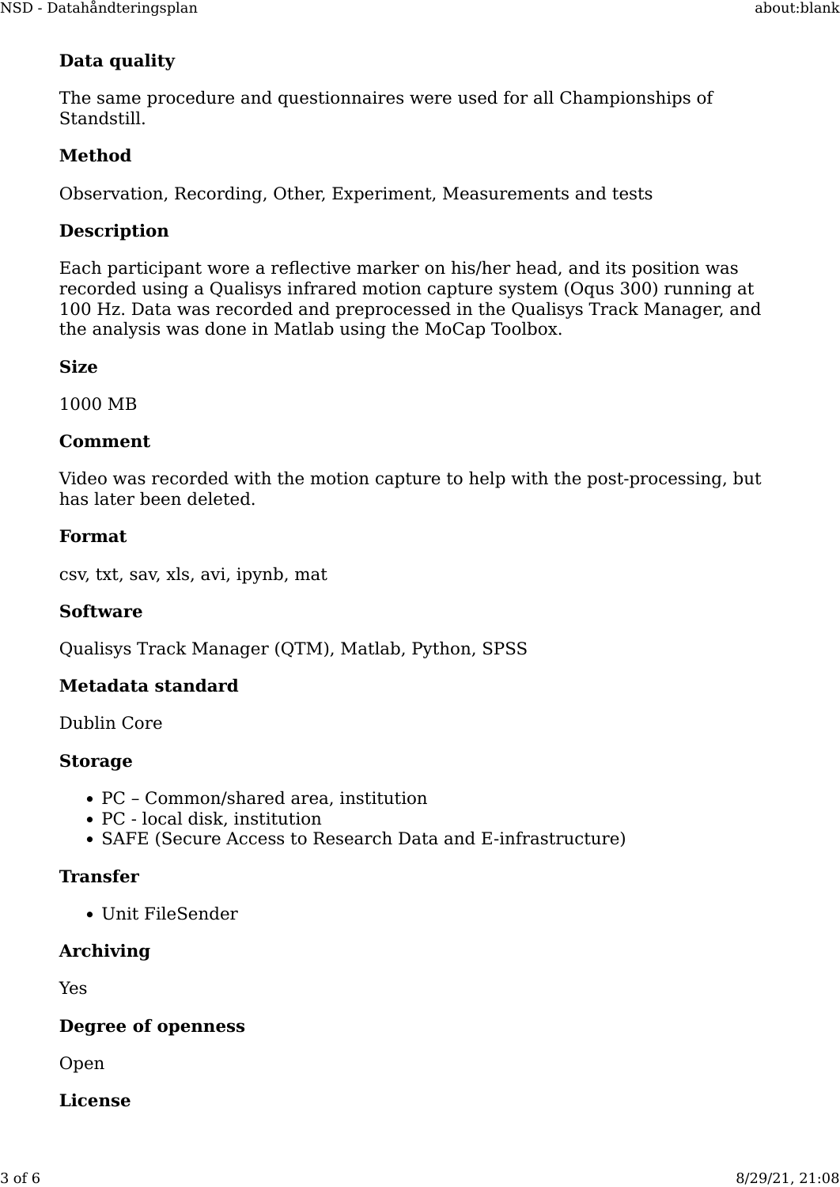**Data quality**

The same procedure and questionnaires were used for all Championships of Standstill.

**Method**

Observation, Recording, Other, Experiment, Measurements and tests

**Description**

Each participant wore a reflective marker on his/her head, and its position was recorded using a Qualisys infrared motion capture system (Oqus 300) running at 100 Hz. Data was recorded and preprocessed in the Qualisys Track Manager, and the analysis was done in Matlab using the MoCap Toolbox.

**Size**

1000 MB

**Comment**

Video was recorded with the motion capture to help with the post-processing, but has later been deleted.

**Format**

csv, txt, sav, xls, avi, ipynb, mat

**Software**

Qualisys Track Manager (QTM), Matlab, Python, SPSS

**Metadata standard**

Dublin Core

**Storage**

- PC – Common/shared area, institution
- PC - local disk, institution
- SAFE (Secure Access to Research Data and E-infrastructure)

**Transfer**

- Unit FileSender

**Archiving**

Yes

**Degree of openness**

Open

**License**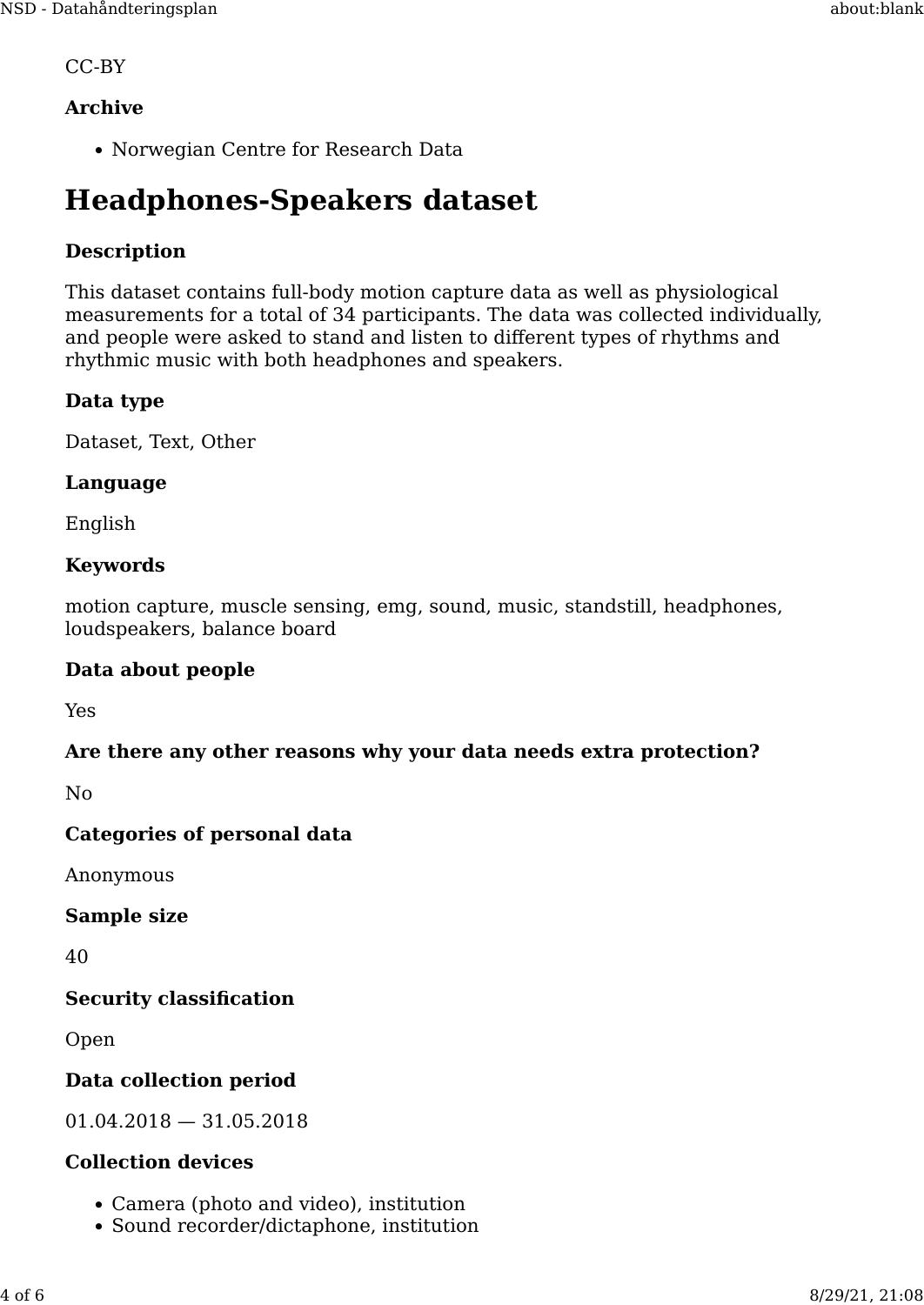CC-BY

**Archive**

- Norwegian Centre for Research Data

# Headphones-Speakers dataset

**Description**

This dataset contains full-body motion capture data as well as physiological measurements for a total of 34 participants. The data was collected individually, and people were asked to stand and listen to different types of rhythms and rhythmic music with both headphones and speakers.

**Data type**

Dataset, Text, Other

**Language**

English

**Keywords**

motion capture, muscle sensing, emg, sound, music, standstill, headphones, loudspeakers, balance board

**Data about people**

Yes

**Are there any other reasons why your data needs extra protection?**

No

**Categories of personal data**

Anonymous

**Sample size**

40

**Security classification**

Open

**Data collection period**

01.04.2018 — 31.05.2018

**Collection devices**

- Camera (photo and video), institution
- Sound recorder/dictaphone, institution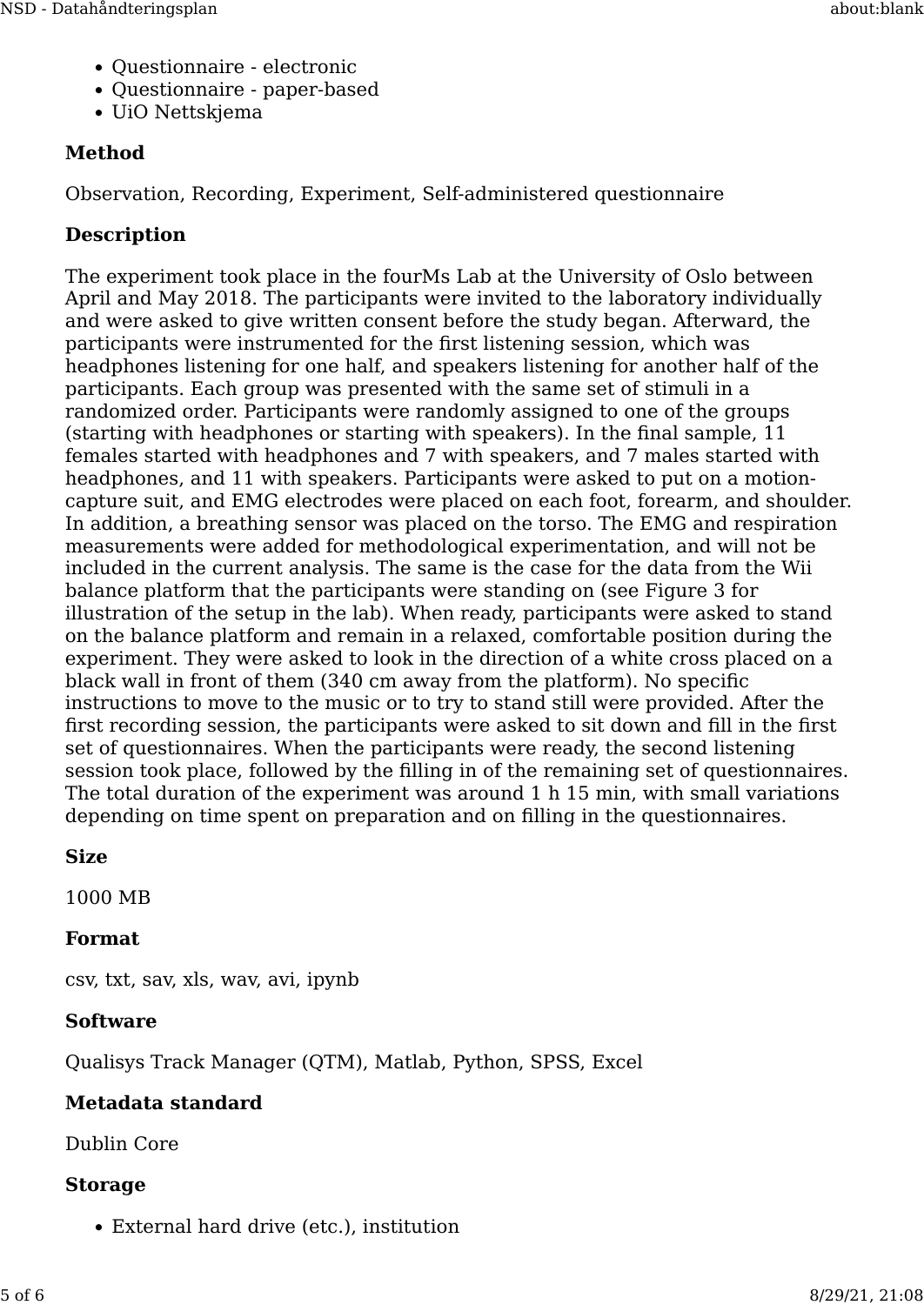- Questionnaire - electronic
- Questionnaire - paper-based
- UiO Nettskjema

**Method**

Observation, Recording, Experiment, Self-administered questionnaire

**Description**

The experiment took place in the fourMs Lab at the University of Oslo between April and May 2018. The participants were invited to the laboratory individually and were asked to give written consent before the study began. Afterward, the participants were instrumented for the first listening session, which was headphones listening for one half, and speakers listening for another half of the participants. Each group was presented with the same set of stimuli in a randomized order. Participants were randomly assigned to one of the groups (starting with headphones or starting with speakers). In the final sample, 11 females started with headphones and 7 with speakers, and 7 males started with headphones, and 11 with speakers. Participants were asked to put on a motion-capture suit, and EMG electrodes were placed on each foot, forearm, and shoulder. In addition, a breathing sensor was placed on the torso. The EMG and respiration measurements were added for methodological experimentation, and will not be included in the current analysis. The same is the case for the data from the Wii balance platform that the participants were standing on (see Figure 3 for illustration of the setup in the lab). When ready, participants were asked to stand on the balance platform and remain in a relaxed, comfortable position during the experiment. They were asked to look in the direction of a white cross placed on a black wall in front of them (340 cm away from the platform). No specific instructions to move to the music or to try to stand still were provided. After the first recording session, the participants were asked to sit down and fill in the first set of questionnaires. When the participants were ready, the second listening session took place, followed by the filling in of the remaining set of questionnaires. The total duration of the experiment was around 1 h 15 min, with small variations depending on time spent on preparation and on filling in the questionnaires.

**Size**

1000 MB

**Format**

csv, txt, sav, xls, wav, avi, ipynb

**Software**

Qualisys Track Manager (QTM), Matlab, Python, SPSS, Excel

**Metadata standard**

Dublin Core

**Storage**

- External hard drive (etc.), institution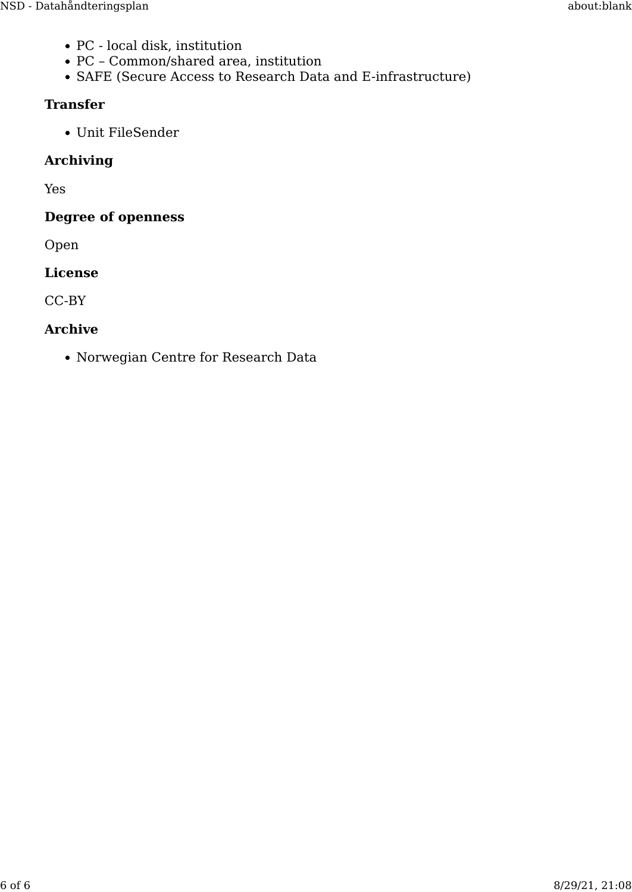- PC - local disk, institution
- PC – Common/shared area, institution
- SAFE (Secure Access to Research Data and E-infrastructure)

**Transfer**

- Unit FileSender

**Archiving**

Yes

**Degree of openness**

Open

**License**

CC-BY

**Archive**

- Norwegian Centre for Research Data